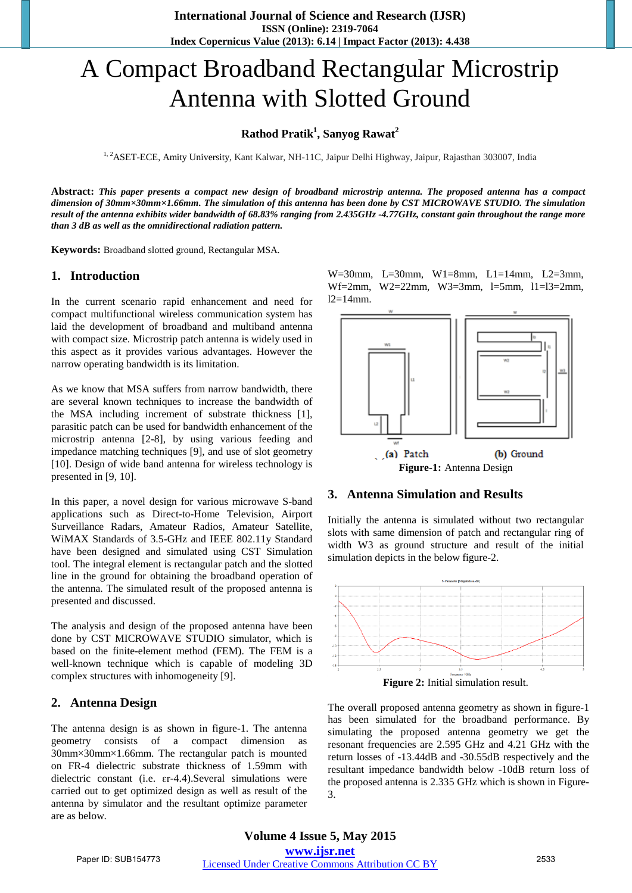# A Compact Broadband Rectangular Microstrip Antenna with Slotted Ground

**Rathod Pratik[1], Sanyog Rawat[2]**

[1, 2]ASET-ECE, Amity University, Kant Kalwar, NH-11C, Jaipur Delhi Highway, Jaipur, Rajasthan 303007, India

**Abstract:** ***This paper presents a compact new design of broadband microstrip antenna. The proposed antenna has a compact dimension of 30mm×30mm×1.66mm. The simulation of this antenna has been done by CST MICROWAVE STUDIO. The simulation result of the antenna exhibits wider bandwidth of 68.83% ranging from 2.435GHz -4.77GHz, constant gain throughout the range more than 3 dB as well as the omnidirectional radiation pattern.***

**Keywords:** Broadband slotted ground, Rectangular MSA.

## 1. Introduction

In the current scenario rapid enhancement and need for compact multifunctional wireless communication system has laid the development of broadband and multiband antenna with compact size. Microstrip patch antenna is widely used in this aspect as it provides various advantages. However the narrow operating bandwidth is its limitation.

As we know that MSA suffers from narrow bandwidth, there are several known techniques to increase the bandwidth of the MSA including increment of substrate thickness [1], parasitic patch can be used for bandwidth enhancement of the microstrip antenna [2-8], by using various feeding and impedance matching techniques [9], and use of slot geometry [10]. Design of wide band antenna for wireless technology is presented in [9, 10].

In this paper, a novel design for various microwave S-band applications such as Direct-to-Home Television, Airport Surveillance Radars, Amateur Radios, Amateur Satellite, WiMAX Standards of 3.5-GHz and IEEE 802.11y Standard have been designed and simulated using CST Simulation tool. The integral element is rectangular patch and the slotted line in the ground for obtaining the broadband operation of the antenna. The simulated result of the proposed antenna is presented and discussed.

The analysis and design of the proposed antenna have been done by CST MICROWAVE STUDIO simulator, which is based on the finite-element method (FEM). The FEM is a well-known technique which is capable of modeling 3D complex structures with inhomogeneity [9].

## 2. Antenna Design

The antenna design is as shown in figure-1. The antenna geometry consists of a compact dimension as 30mm×30mm×1.66mm. The rectangular patch is mounted on FR-4 dielectric substrate thickness of 1.59mm with dielectric constant (i.e. $\varepsilon_r$-4.4).Several simulations were carried out to get optimized design as well as result of the antenna by simulator and the resultant optimize parameter are as below.

W=30mm, L=30mm, W1=8mm, L1=14mm, L2=3mm, Wf=2mm, W2=22mm, W3=3mm, l=5mm, l1=l3=2mm, l2=14mm.

(a) Patch (b) Ground

**Figure-1:** Antenna Design

## 3. Antenna Simulation and Results

Initially the antenna is simulated without two rectangular slots with same dimension of patch and rectangular ring of width W3 as ground structure and result of the initial simulation depicts in the below figure-2.

**Figure 2:** Initial simulation result.

The overall proposed antenna geometry as shown in figure-1 has been simulated for the broadband performance. By simulating the proposed antenna geometry we get the resonant frequencies are 2.595 GHz and 4.21 GHz with the return losses of -13.44dB and -30.55dB respectively and the resultant impedance bandwidth below -10dB return loss of the proposed antenna is 2.335 GHz which is shown in Figure-3.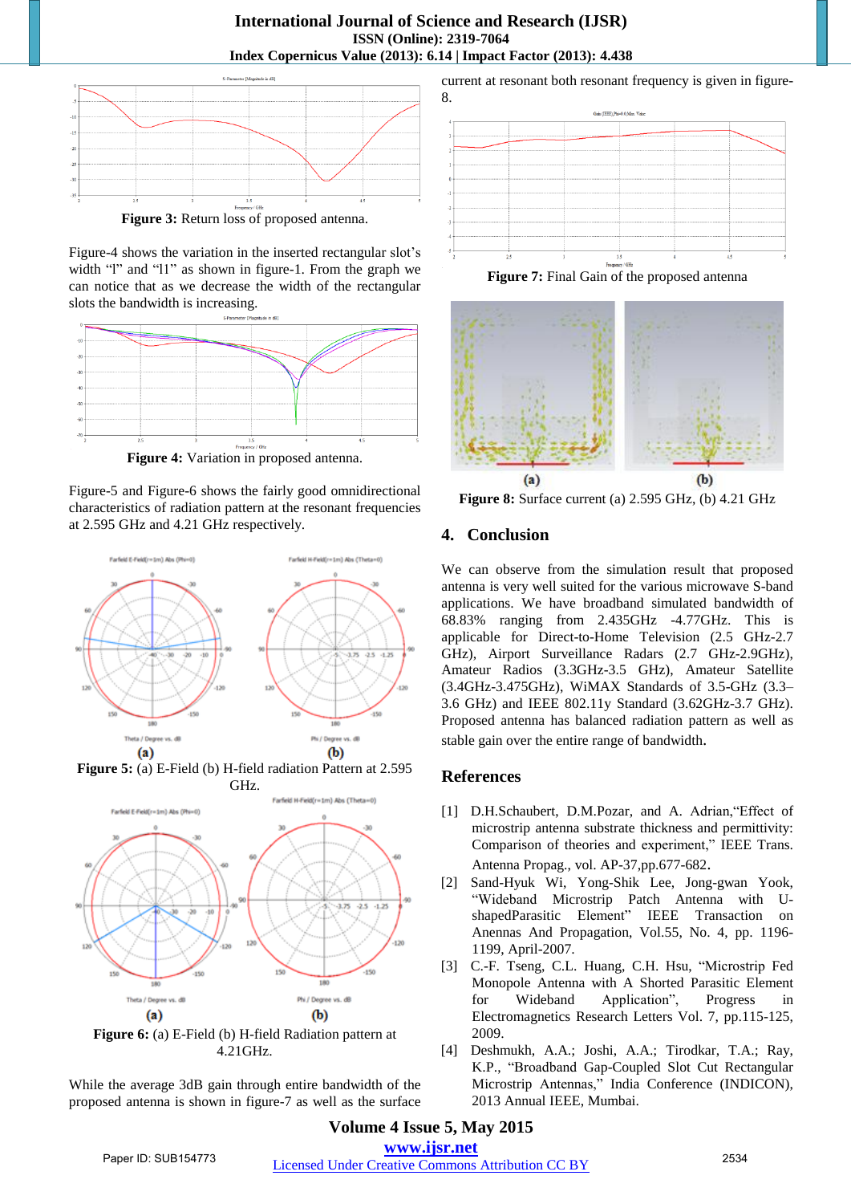Figure 3: Return loss of proposed antenna.

Figure-4 shows the variation in the inserted rectangular slot's width "l" and "l1" as shown in figure-1. From the graph we can notice that as we decrease the width of the rectangular slots the bandwidth is increasing.

**Figure 4:** Variation in proposed antenna.

Figure-5 and Figure-6 shows the fairly good omnidirectional characteristics of radiation pattern at the resonant frequencies at 2.595 GHz and 4.21 GHz respectively.

**Figure 5:** (a) E-Field (b) H-field radiation Pattern at 2.595 GHz.

**Figure 6:** (a) E-Field (b) H-field Radiation pattern at 4.21GHz.

While the average 3dB gain through entire bandwidth of the proposed antenna is shown in figure-7 as well as the surface current at resonant both resonant frequency is given in figure-8.

**Figure 7:** Final Gain of the proposed antenna

**Figure 8:** Surface current (a) 2.595 GHz, (b) 4.21 GHz

## 4. Conclusion

We can observe from the simulation result that proposed antenna is very well suited for the various microwave S-band applications. We have broadband simulated bandwidth of 68.83% ranging from 2.435GHz -4.77GHz. This is applicable for Direct-to-Home Television (2.5 GHz-2.7 GHz), Airport Surveillance Radars (2.7 GHz-2.9GHz), Amateur Radios (3.3GHz-3.5 GHz), Amateur Satellite (3.4GHz-3.475GHz), WiMAX Standards of 3.5-GHz (3.3–3.6 GHz) and IEEE 802.11y Standard (3.62GHz-3.7 GHz). Proposed antenna has balanced radiation pattern as well as stable gain over the entire range of bandwidth.

## References

[1] D.H.Schaubert, D.M.Pozar, and A. Adrian,"Effect of microstrip antenna substrate thickness and permittivity: Comparison of theories and experiment," IEEE Trans. Antenna Propag., vol. AP-37,pp.677-682.

[2] Sand-Hyuk Wi, Yong-Shik Lee, Jong-gwan Yook, "Wideband Microstrip Patch Antenna with U-shapedParasitic Element" IEEE Transaction on Anennas And Propagation, Vol.55, No. 4, pp. 1196-1199, April-2007.

[3] C.-F. Tseng, C.L. Huang, C.H. Hsu, "Microstrip Fed Monopole Antenna with A Shorted Parasitic Element for Wideband Application", Progress in Electromagnetics Research Letters Vol. 7, pp.115-125, 2009.

[4] Deshmukh, A.A.; Joshi, A.A.; Tirodkar, T.A.; Ray, K.P., "Broadband Gap-Coupled Slot Cut Rectangular Microstrip Antennas," India Conference (INDICON), 2013 Annual IEEE, Mumbai.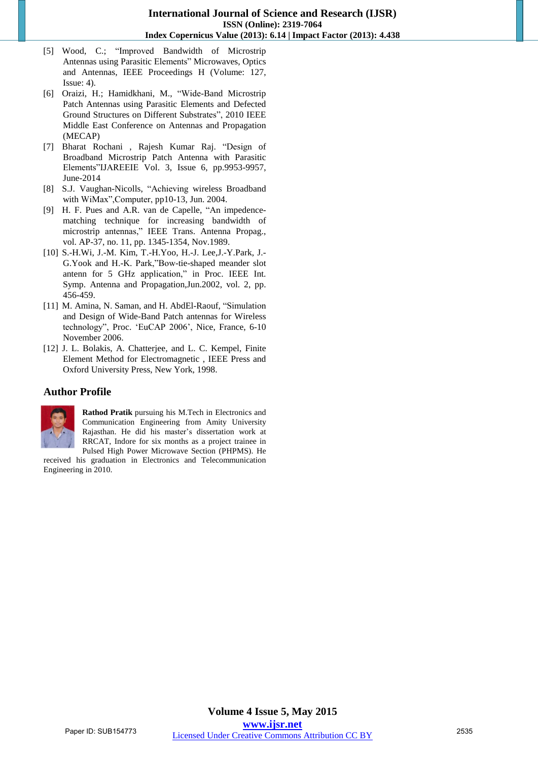[5] Wood, C.; "Improved Bandwidth of Microstrip Antennas using Parasitic Elements" Microwaves, Optics and Antennas, IEEE Proceedings H (Volume: 127, Issue: 4).

[6] Oraizi, H.; Hamidkhani, M., "Wide-Band Microstrip Patch Antennas using Parasitic Elements and Defected Ground Structures on Different Substrates", 2010 IEEE Middle East Conference on Antennas and Propagation (MECAP)

[7] Bharat Rochani , Rajesh Kumar Raj. "Design of Broadband Microstrip Patch Antenna with Parasitic Elements"IJAREEIE Vol. 3, Issue 6, pp.9953-9957, June-2014

[8] S.J. Vaughan-Nicolls, "Achieving wireless Broadband with WiMax",Computer, pp10-13, Jun. 2004.

[9] H. F. Pues and A.R. van de Capelle, "An impedence-matching technique for increasing bandwidth of microstrip antennas," IEEE Trans. Antenna Propag., vol. AP-37, no. 11, pp. 1345-1354, Nov.1989.

[10] S.-H.Wi, J.-M. Kim, T.-H.Yoo, H.-J. Lee,J.-Y.Park, J.-G.Yook and H.-K. Park,"Bow-tie-shaped meander slot antenn for 5 GHz application," in Proc. IEEE Int. Symp. Antenna and Propagation,Jun.2002, vol. 2, pp. 456-459.

[11] M. Amina, N. Saman, and H. AbdEl-Raouf, "Simulation and Design of Wide-Band Patch antennas for Wireless technology", Proc. 'EuCAP 2006', Nice, France, 6-10 November 2006.

[12] J. L. Bolakis, A. Chatterjee, and L. C. Kempel, Finite Element Method for Electromagnetic , IEEE Press and Oxford University Press, New York, 1998.

## Author Profile

**Rathod Pratik** pursuing his M.Tech in Electronics and Communication Engineering from Amity University Rajasthan. He did his master's dissertation work at RRCAT, Indore for six months as a project trainee in Pulsed High Power Microwave Section (PHPMS). He received his graduation in Electronics and Telecommunication Engineering in 2010.